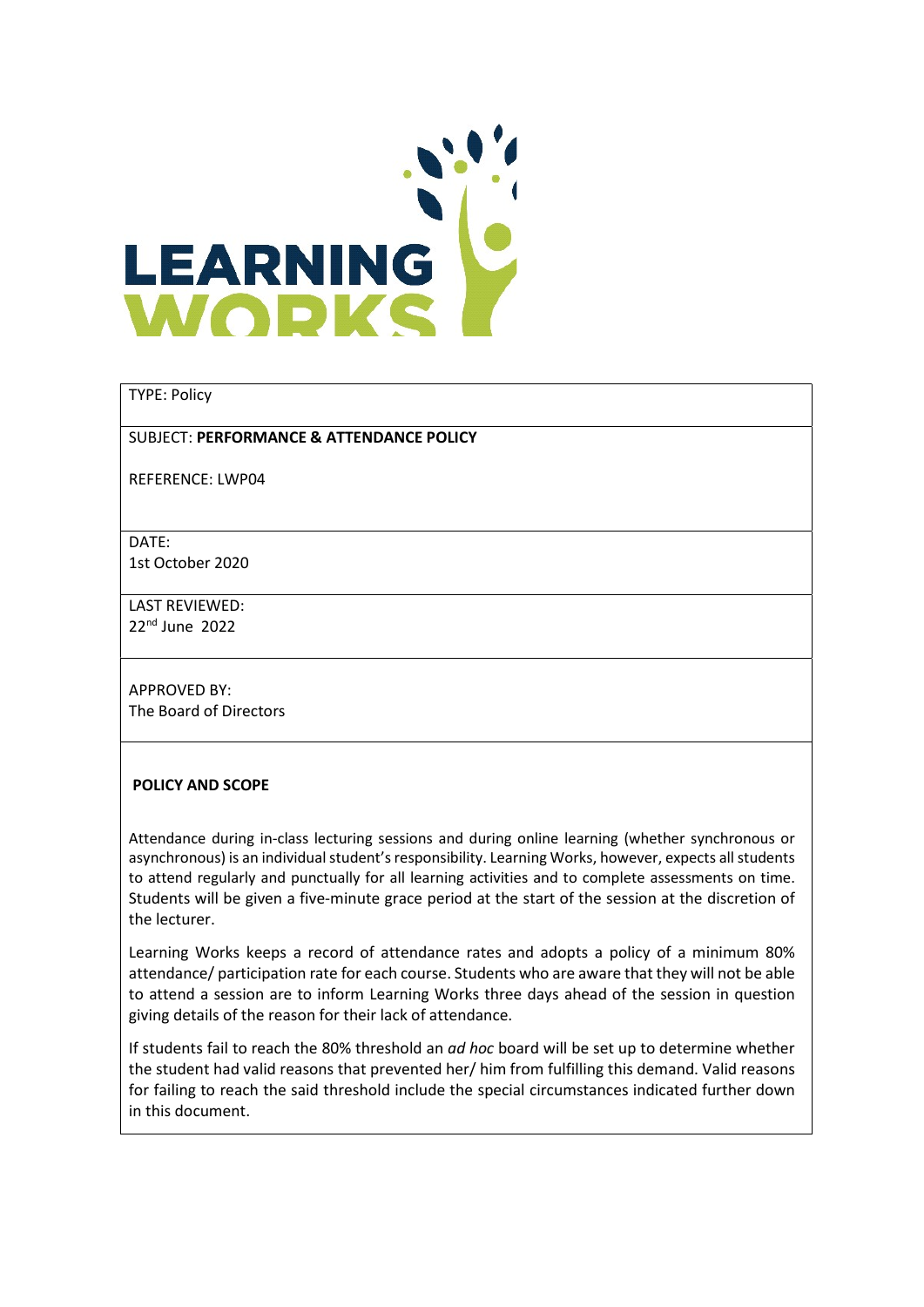LEARNING WORKS

| |
|---|
| TYPE: Policy |
| SUBJECT: **PERFORMANCE & ATTENDANCE POLICY**<br><br>REFERENCE: LWP04 |
| DATE:<br>1st October 2020 |
| LAST REVIEWED:<br>22nd June 2022 |
| APPROVED BY:<br>The Board of Directors |

## POLICY AND SCOPE

Attendance during in-class lecturing sessions and during online learning (whether synchronous or asynchronous) is an individual student's responsibility. Learning Works, however, expects all students to attend regularly and punctually for all learning activities and to complete assessments on time. Students will be given a five-minute grace period at the start of the session at the discretion of the lecturer.

Learning Works keeps a record of attendance rates and adopts a policy of a minimum 80% attendance/ participation rate for each course. Students who are aware that they will not be able to attend a session are to inform Learning Works three days ahead of the session in question giving details of the reason for their lack of attendance.

If students fail to reach the 80% threshold an *ad hoc* board will be set up to determine whether the student had valid reasons that prevented her/ him from fulfilling this demand. Valid reasons for failing to reach the said threshold include the special circumstances indicated further down in this document.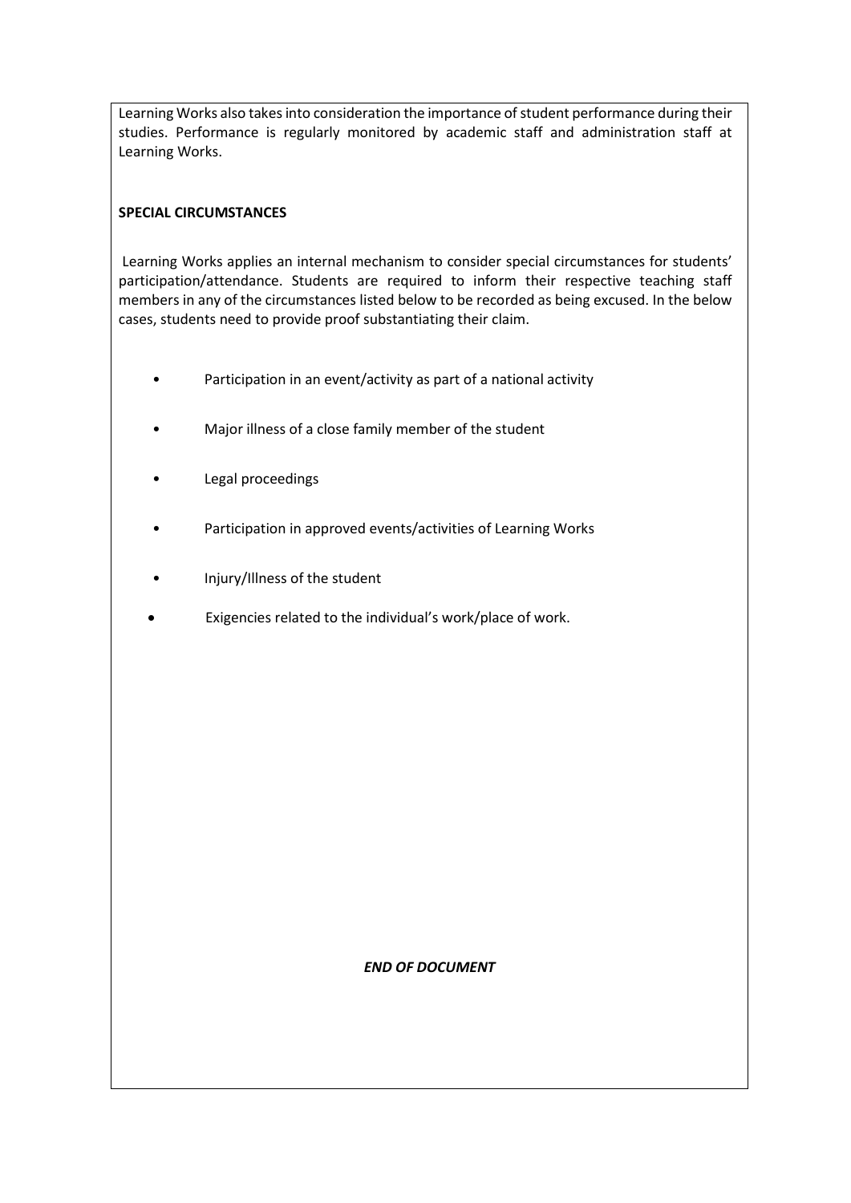Learning Works also takes into consideration the importance of student performance during their studies. Performance is regularly monitored by academic staff and administration staff at Learning Works.

**SPECIAL CIRCUMSTANCES**

Learning Works applies an internal mechanism to consider special circumstances for students' participation/attendance. Students are required to inform their respective teaching staff members in any of the circumstances listed below to be recorded as being excused. In the below cases, students need to provide proof substantiating their claim.

- Participation in an event/activity as part of a national activity
- Major illness of a close family member of the student
- Legal proceedings
- Participation in approved events/activities of Learning Works
- Injury/Illness of the student
- Exigencies related to the individual's work/place of work.

***END OF DOCUMENT***